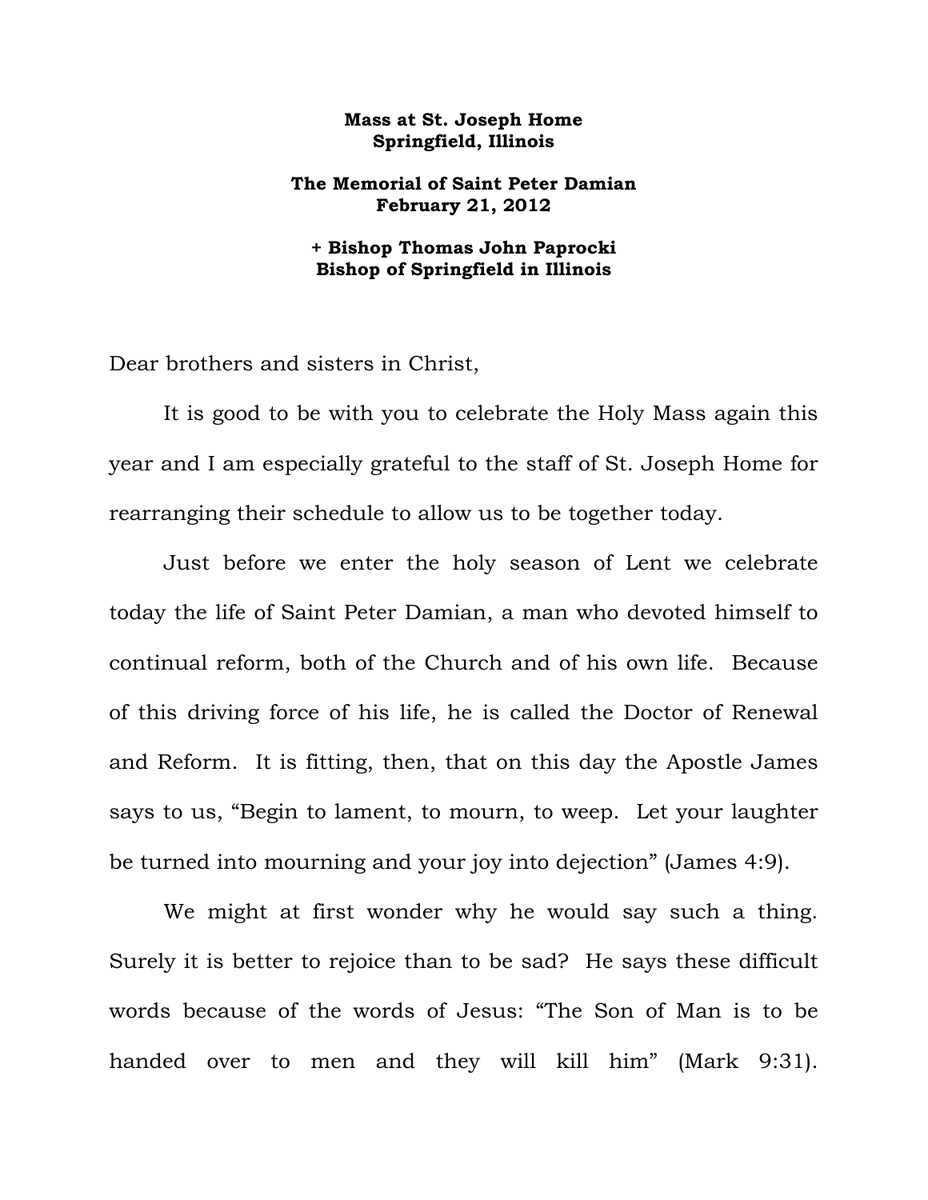**Mass at St. Joseph Home**
**Springfield, Illinois**

**The Memorial of Saint Peter Damian**
**February 21, 2012**

**+ Bishop Thomas John Paprocki**
**Bishop of Springfield in Illinois**

Dear brothers and sisters in Christ,

It is good to be with you to celebrate the Holy Mass again this year and I am especially grateful to the staff of St. Joseph Home for rearranging their schedule to allow us to be together today.

Just before we enter the holy season of Lent we celebrate today the life of Saint Peter Damian, a man who devoted himself to continual reform, both of the Church and of his own life. Because of this driving force of his life, he is called the Doctor of Renewal and Reform. It is fitting, then, that on this day the Apostle James says to us, "Begin to lament, to mourn, to weep. Let your laughter be turned into mourning and your joy into dejection" (James 4:9).

We might at first wonder why he would say such a thing. Surely it is better to rejoice than to be sad? He says these difficult words because of the words of Jesus: "The Son of Man is to be handed over to men and they will kill him" (Mark 9:31).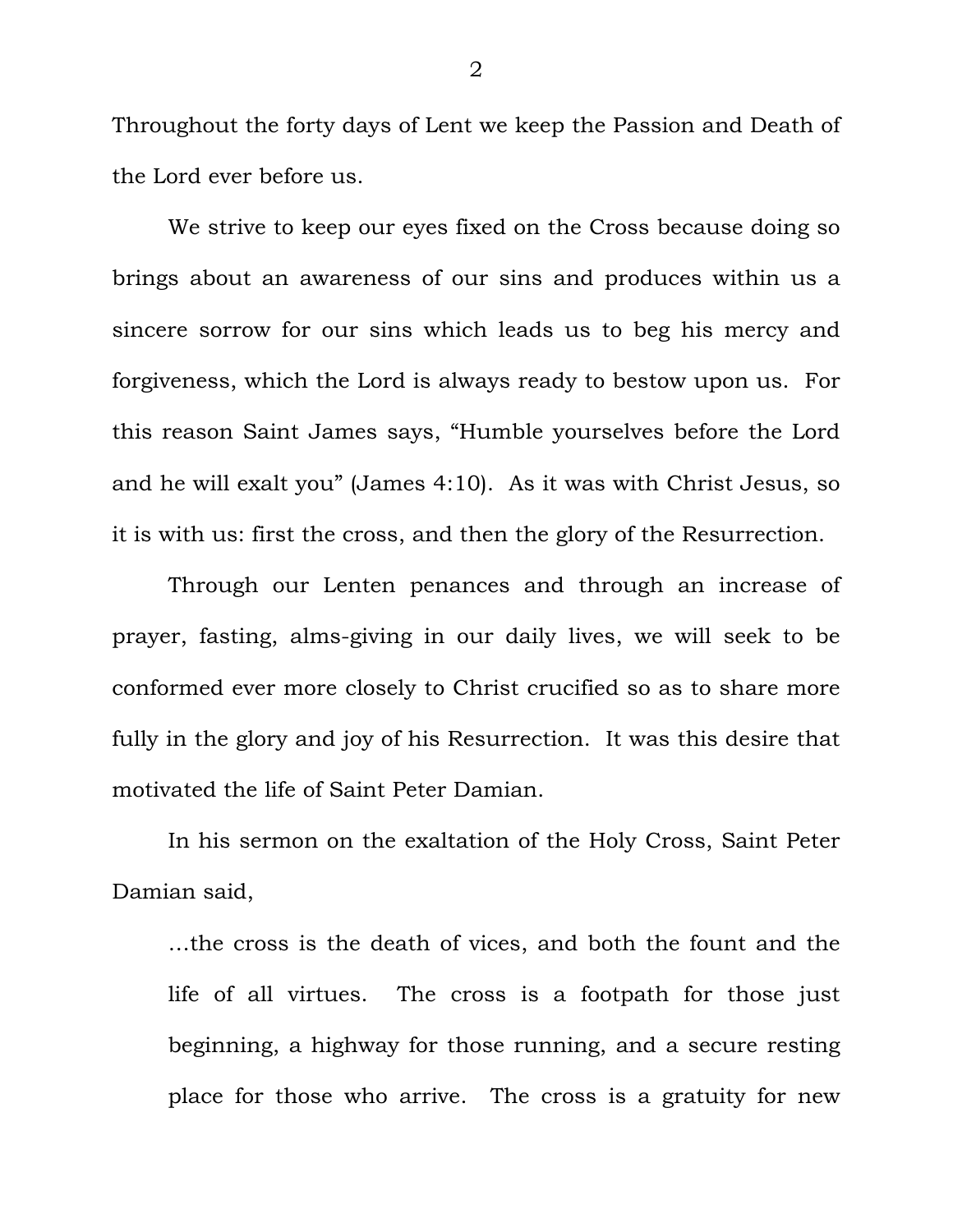Throughout the forty days of Lent we keep the Passion and Death of the Lord ever before us.

We strive to keep our eyes fixed on the Cross because doing so brings about an awareness of our sins and produces within us a sincere sorrow for our sins which leads us to beg his mercy and forgiveness, which the Lord is always ready to bestow upon us. For this reason Saint James says, "Humble yourselves before the Lord and he will exalt you" (James 4:10). As it was with Christ Jesus, so it is with us: first the cross, and then the glory of the Resurrection.

Through our Lenten penances and through an increase of prayer, fasting, alms-giving in our daily lives, we will seek to be conformed ever more closely to Christ crucified so as to share more fully in the glory and joy of his Resurrection. It was this desire that motivated the life of Saint Peter Damian.

In his sermon on the exaltation of the Holy Cross, Saint Peter Damian said,

> …the cross is the death of vices, and both the fount and the life of all virtues. The cross is a footpath for those just beginning, a highway for those running, and a secure resting place for those who arrive. The cross is a gratuity for new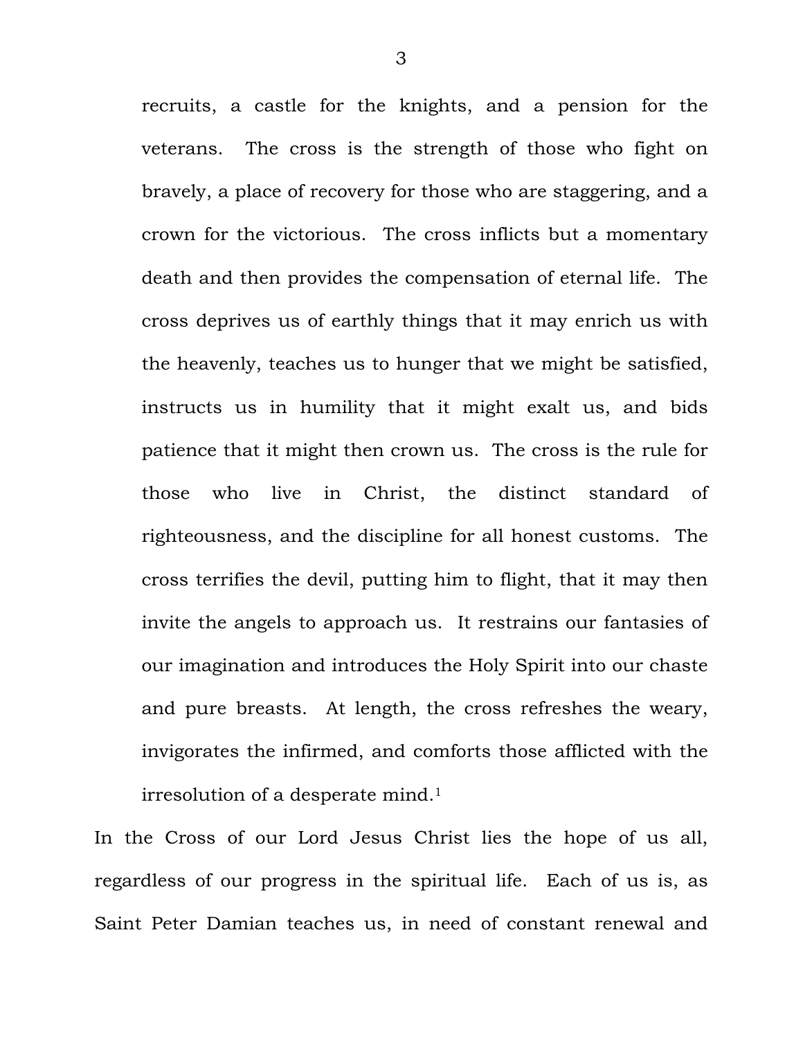> recruits, a castle for the knights, and a pension for the veterans. The cross is the strength of those who fight on bravely, a place of recovery for those who are staggering, and a crown for the victorious. The cross inflicts but a momentary death and then provides the compensation of eternal life. The cross deprives us of earthly things that it may enrich us with the heavenly, teaches us to hunger that we might be satisfied, instructs us in humility that it might exalt us, and bids patience that it might then crown us. The cross is the rule for those who live in Christ, the distinct standard of righteousness, and the discipline for all honest customs. The cross terrifies the devil, putting him to flight, that it may then invite the angels to approach us. It restrains our fantasies of our imagination and introduces the Holy Spirit into our chaste and pure breasts. At length, the cross refreshes the weary, invigorates the infirmed, and comforts those afflicted with the irresolution of a desperate mind.[1]

In the Cross of our Lord Jesus Christ lies the hope of us all, regardless of our progress in the spiritual life. Each of us is, as Saint Peter Damian teaches us, in need of constant renewal and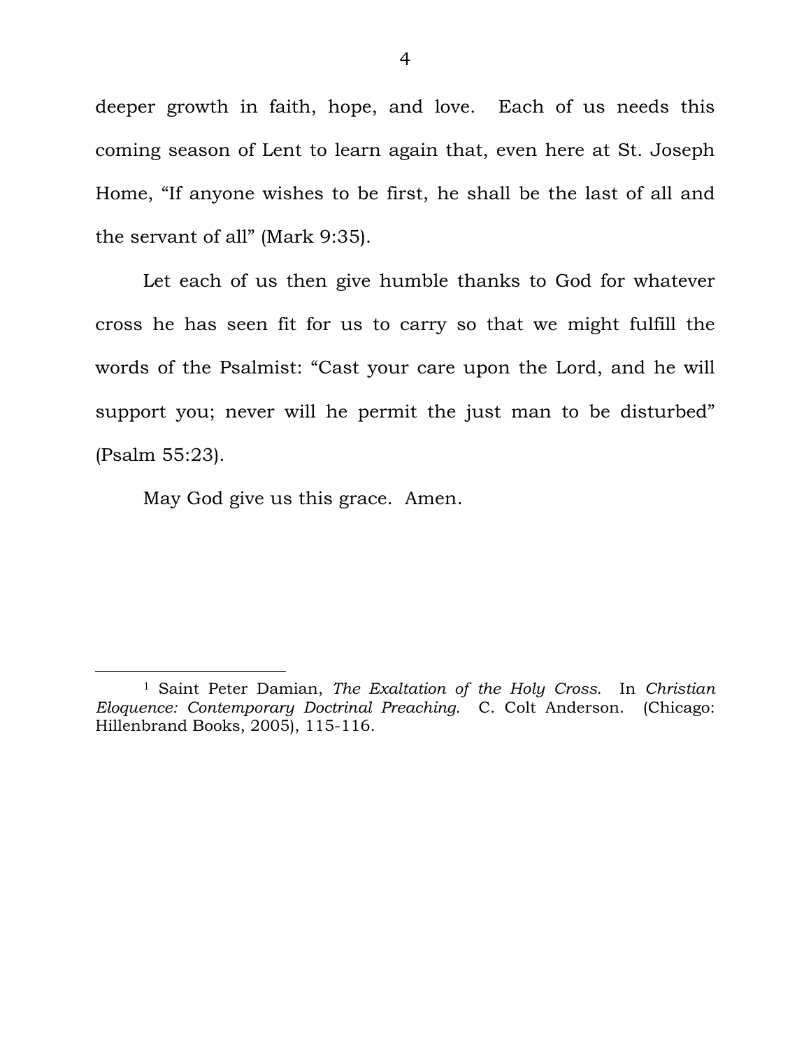deeper growth in faith, hope, and love. Each of us needs this coming season of Lent to learn again that, even here at St. Joseph Home, "If anyone wishes to be first, he shall be the last of all and the servant of all" (Mark 9:35).

Let each of us then give humble thanks to God for whatever cross he has seen fit for us to carry so that we might fulfill the words of the Psalmist: "Cast your care upon the Lord, and he will support you; never will he permit the just man to be disturbed" (Psalm 55:23).

May God give us this grace. Amen.

---

[1] Saint Peter Damian, *The Exaltation of the Holy Cross*. In *Christian Eloquence: Contemporary Doctrinal Preaching.* C. Colt Anderson. (Chicago: Hillenbrand Books, 2005), 115-116.